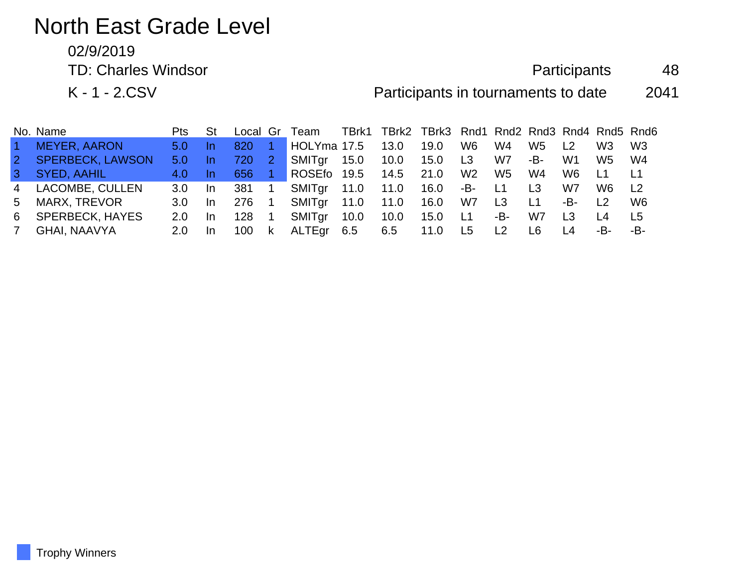# North East Grade Level

02/9/2019

TD: Charles Windsor

K - 1 - 2.CSV

Participants 48

Participants in tournaments to date 2041

| No. | Name | Pts | St | Local | Gr | Team | TBrk1 | TBrk2 | TBrk3 | Rnd1 | Rnd2 | Rnd3 | Rnd4 | Rnd5 | Rnd6 |
|---|---|---|---|---|---|---|---|---|---|---|---|---|---|---|---|
| 1 | MEYER, AARON | 5.0 | In | 820 | 1 | HOLYma | 17.5 | 13.0 | 19.0 | W6 | W4 | W5 | L2 | W3 | W3 |
| 2 | SPERBECK, LAWSON | 5.0 | In | 720 | 2 | SMITgr | 15.0 | 10.0 | 15.0 | L3 | W7 | -B- | W1 | W5 | W4 |
| 3 | SYED, AAHIL | 4.0 | In | 656 | 1 | ROSEfo | 19.5 | 14.5 | 21.0 | W2 | W5 | W4 | W6 | L1 | L1 |
| 4 | LACOMBE, CULLEN | 3.0 | In | 381 | 1 | SMITgr | 11.0 | 11.0 | 16.0 | -B- | L1 | L3 | W7 | W6 | L2 |
| 5 | MARX, TREVOR | 3.0 | In | 276 | 1 | SMITgr | 11.0 | 11.0 | 16.0 | W7 | L3 | L1 | -B- | L2 | W6 |
| 6 | SPERBECK, HAYES | 2.0 | In | 128 | 1 | SMITgr | 10.0 | 10.0 | 15.0 | L1 | -B- | W7 | L3 | L4 | L5 |
| 7 | GHAI, NAAVYA | 2.0 | In | 100 | k | ALTEgr | 6.5 | 6.5 | 11.0 | L5 | L2 | L6 | L4 | -B- | -B- |

Trophy Winners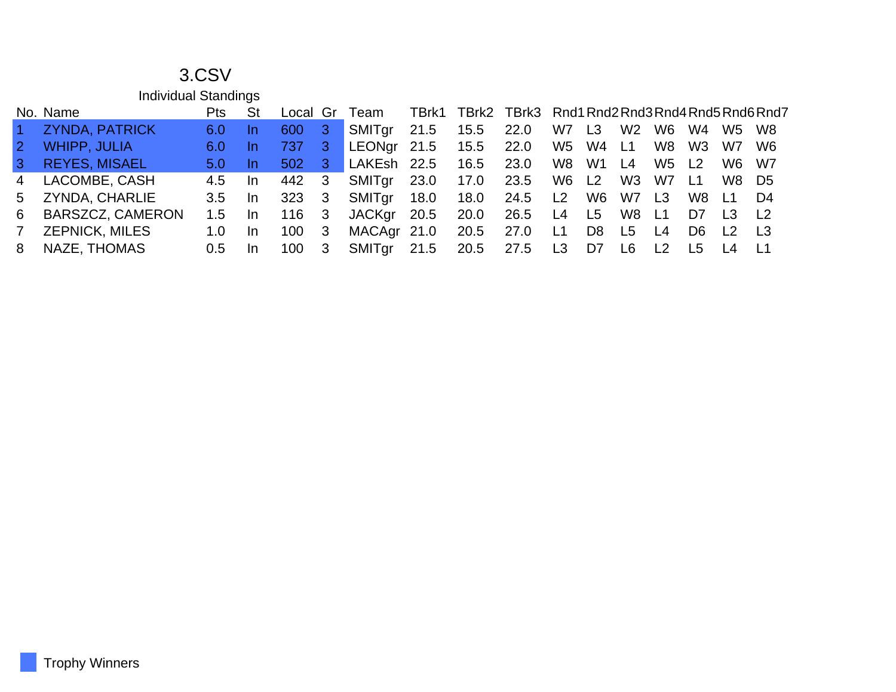# 3.CSV

## Individual Standings

| No. | Name | Pts | St | Local | Gr | Team | TBrk1 | TBrk2 | TBrk3 | Rnd1 | Rnd2 | Rnd3 | Rnd4 | Rnd5 | Rnd6 | Rnd7 |
|---|---|---|---|---|---|---|---|---|---|---|---|---|---|---|---|---|
| 1 | ZYNDA, PATRICK | 6.0 | In | 600 | 3 | SMITgr | 21.5 | 15.5 | 22.0 | W7 | L3 | W2 | W6 | W4 | W5 | W8 |
| 2 | WHIPP, JULIA | 6.0 | In | 737 | 3 | LEONgr | 21.5 | 15.5 | 22.0 | W5 | W4 | L1 | W8 | W3 | W7 | W6 |
| 3 | REYES, MISAEL | 5.0 | In | 502 | 3 | LAKEsh | 22.5 | 16.5 | 23.0 | W8 | W1 | L4 | W5 | L2 | W6 | W7 |
| 4 | LACOMBE, CASH | 4.5 | In | 442 | 3 | SMITgr | 23.0 | 17.0 | 23.5 | W6 | L2 | W3 | W7 | L1 | W8 | D5 |
| 5 | ZYNDA, CHARLIE | 3.5 | In | 323 | 3 | SMITgr | 18.0 | 18.0 | 24.5 | L2 | W6 | W7 | L3 | W8 | L1 | D4 |
| 6 | BARSZCZ, CAMERON | 1.5 | In | 116 | 3 | JACKgr | 20.5 | 20.0 | 26.5 | L4 | L5 | W8 | L1 | D7 | L3 | L2 |
| 7 | ZEPNICK, MILES | 1.0 | In | 100 | 3 | MACAgr | 21.0 | 20.5 | 27.0 | L1 | D8 | L5 | L4 | D6 | L2 | L3 |
| 8 | NAZE, THOMAS | 0.5 | In | 100 | 3 | SMITgr | 21.5 | 20.5 | 27.5 | L3 | D7 | L6 | L2 | L5 | L4 | L1 |

Trophy Winners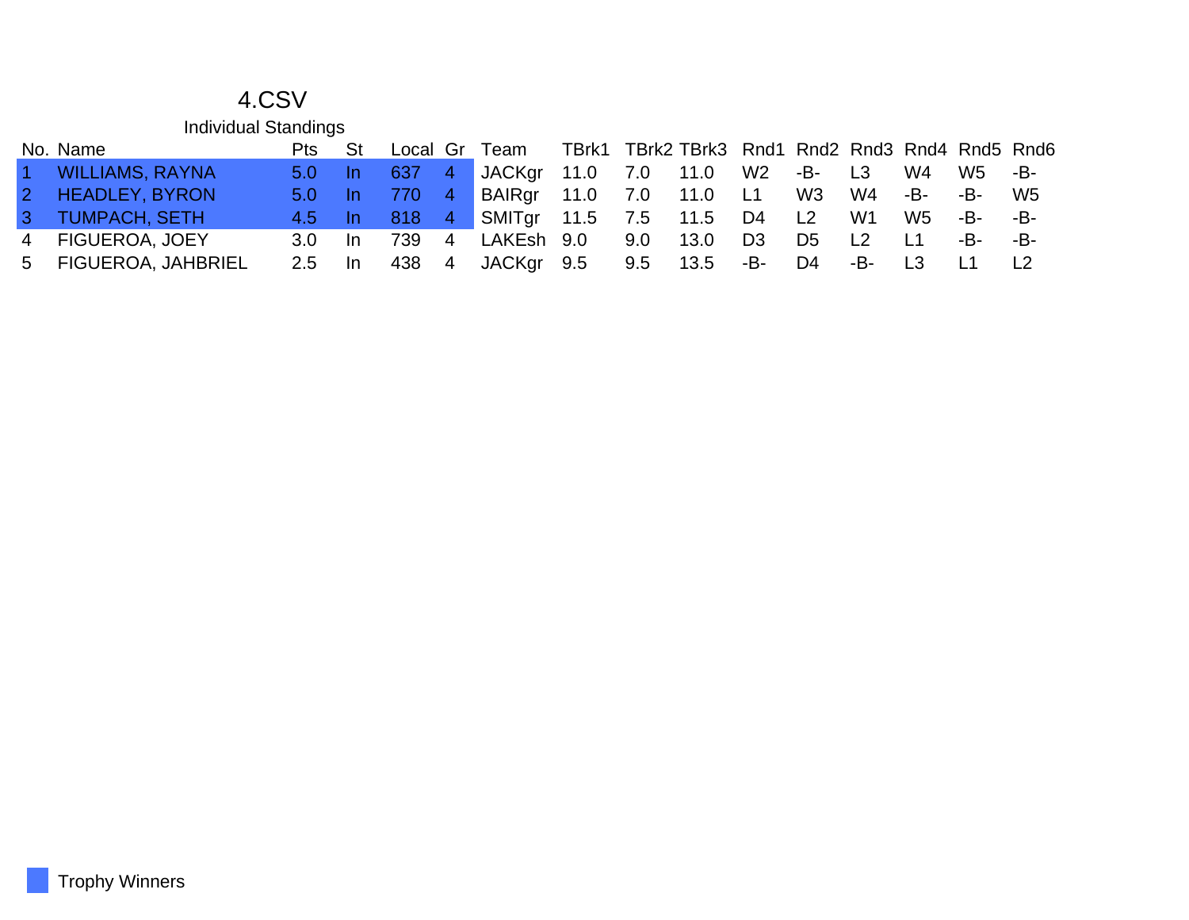# 4.CSV

## Individual Standings

| No. | Name | Pts | St | Local | Gr | Team | TBrk1 | TBrk2 | TBrk3 | Rnd1 | Rnd2 | Rnd3 | Rnd4 | Rnd5 | Rnd6 |
|---|---|---|---|---|---|---|---|---|---|---|---|---|---|---|---|
| 1 | WILLIAMS, RAYNA | 5.0 | In | 637 | 4 | JACKgr | 11.0 | 7.0 | 11.0 | W2 | -B- | L3 | W4 | W5 | -B- |
| 2 | HEADLEY, BYRON | 5.0 | In | 770 | 4 | BAIRgr | 11.0 | 7.0 | 11.0 | L1 | W3 | W4 | -B- | -B- | W5 |
| 3 | TUMPACH, SETH | 4.5 | In | 818 | 4 | SMITgr | 11.5 | 7.5 | 11.5 | D4 | L2 | W1 | W5 | -B- | -B- |
| 4 | FIGUEROA, JOEY | 3.0 | In | 739 | 4 | LAKEsh | 9.0 | 9.0 | 13.0 | D3 | D5 | L2 | L1 | -B- | -B- |
| 5 | FIGUEROA, JAHBRIEL | 2.5 | In | 438 | 4 | JACKgr | 9.5 | 9.5 | 13.5 | -B- | D4 | -B- | L3 | L1 | L2 |

Trophy Winners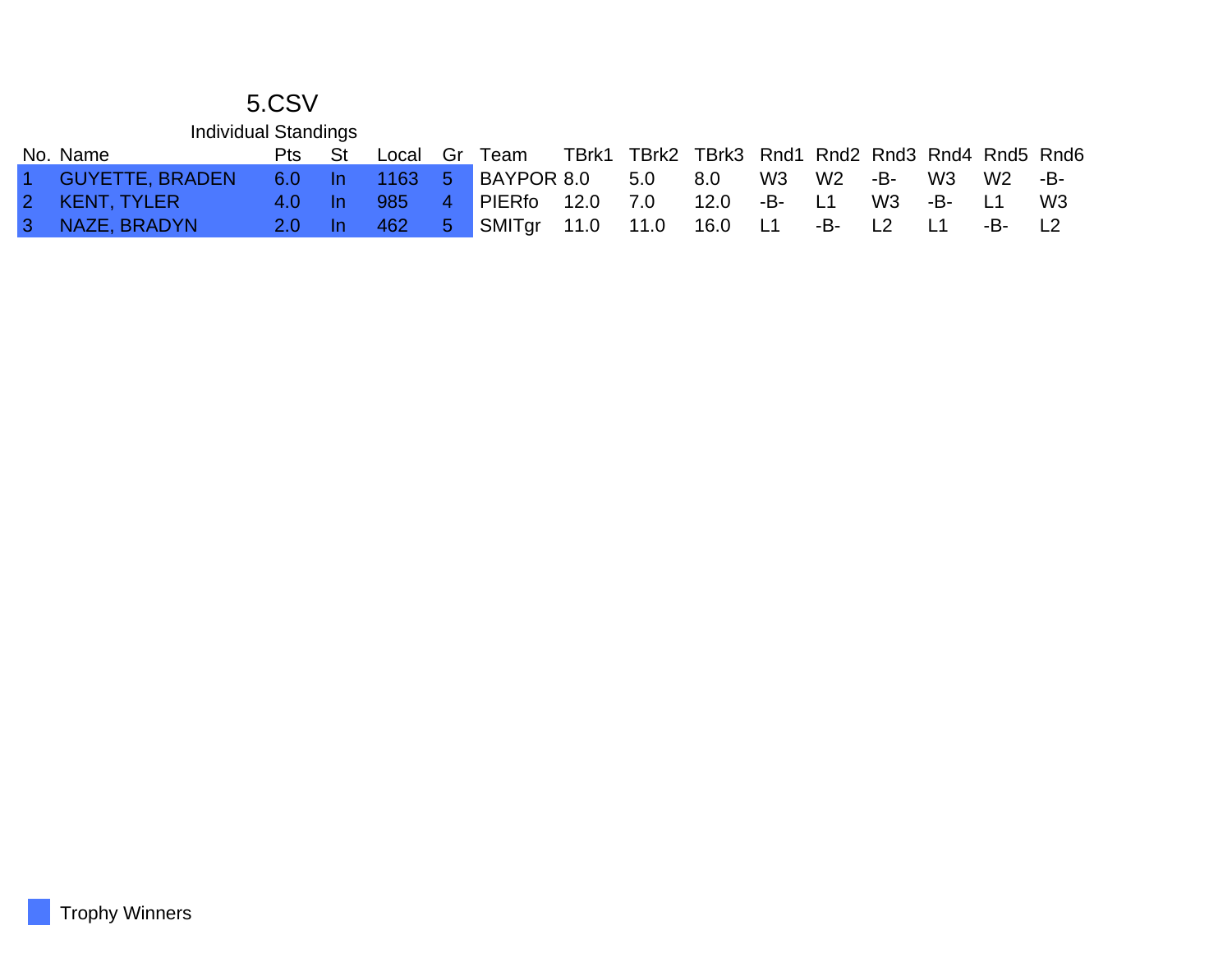# 5.CSV

## Individual Standings

| No. | Name | Pts | St | Local | Gr | Team | TBrk1 | TBrk2 | TBrk3 | Rnd1 | Rnd2 | Rnd3 | Rnd4 | Rnd5 | Rnd6 |
|---|---|---|---|---|---|---|---|---|---|---|---|---|---|---|---|
| 1 | GUYETTE, BRADEN | 6.0 | In | 1163 | 5 | BAYPOR | 8.0 | 5.0 | 8.0 | W3 | W2 | -B- | W3 | W2 | -B- |
| 2 | KENT, TYLER | 4.0 | In | 985 | 4 | PIERfo | 12.0 | 7.0 | 12.0 | -B- | L1 | W3 | -B- | L1 | W3 |
| 3 | NAZE, BRADYN | 2.0 | In | 462 | 5 | SMITgr | 11.0 | 11.0 | 16.0 | L1 | -B- | L2 | L1 | -B- | L2 |

Trophy Winners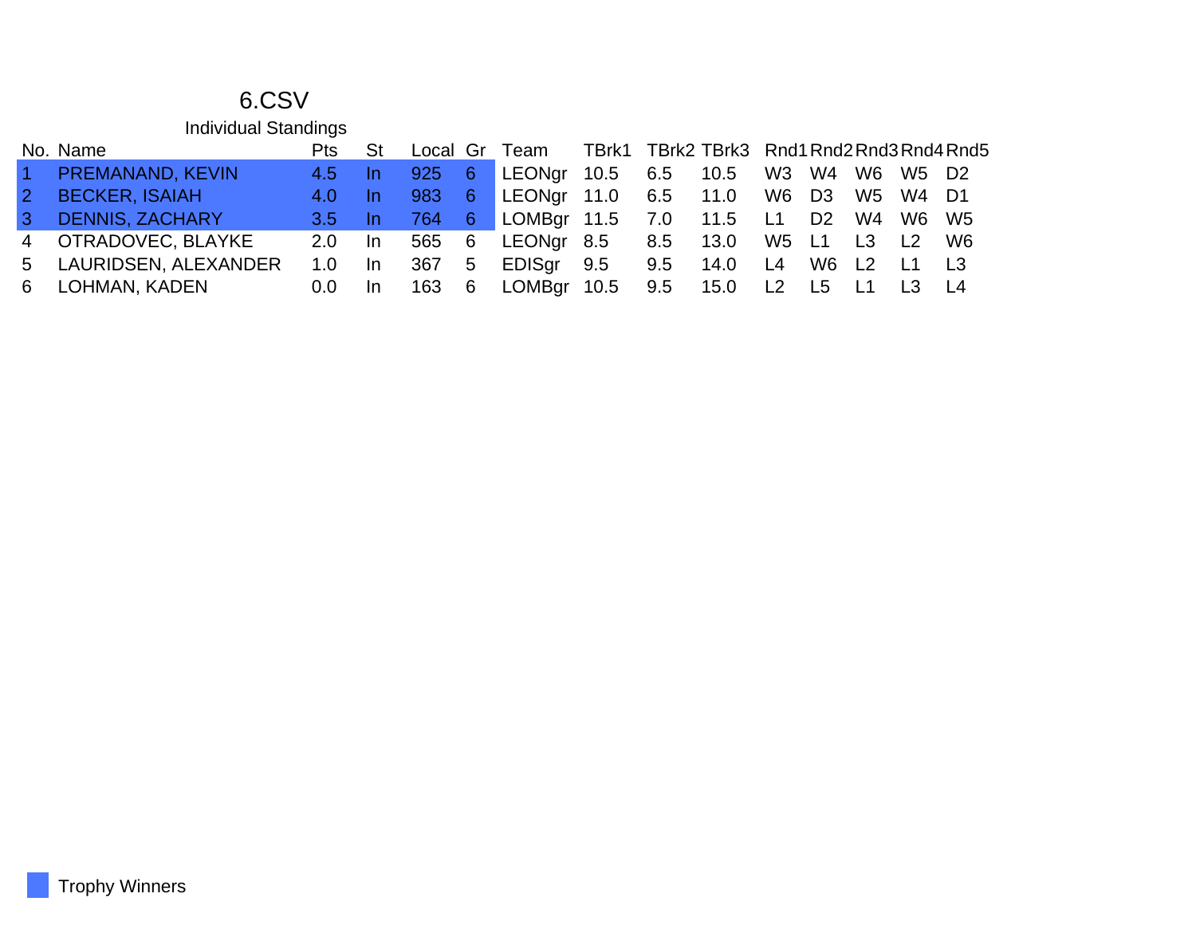# 6.CSV

## Individual Standings

| No. | Name | Pts | St | Local | Gr | Team | TBrk1 | TBrk2 | TBrk3 | Rnd1 | Rnd2 | Rnd3 | Rnd4 | Rnd5 |
|---|---|---|---|---|---|---|---|---|---|---|---|---|---|---|
| 1 | PREMANAND, KEVIN | 4.5 | In | 925 | 6 | LEONgr | 10.5 | 6.5 | 10.5 | W3 | W4 | W6 | W5 | D2 |
| 2 | BECKER, ISAIAH | 4.0 | In | 983 | 6 | LEONgr | 11.0 | 6.5 | 11.0 | W6 | D3 | W5 | W4 | D1 |
| 3 | DENNIS, ZACHARY | 3.5 | In | 764 | 6 | LOMBgr | 11.5 | 7.0 | 11.5 | L1 | D2 | W4 | W6 | W5 |
| 4 | OTRADOVEC, BLAYKE | 2.0 | In | 565 | 6 | LEONgr | 8.5 | 8.5 | 13.0 | W5 | L1 | L3 | L2 | W6 |
| 5 | LAURIDSEN, ALEXANDER | 1.0 | In | 367 | 5 | EDISgr | 9.5 | 9.5 | 14.0 | L4 | W6 | L2 | L1 | L3 |
| 6 | LOHMAN, KADEN | 0.0 | In | 163 | 6 | LOMBgr | 10.5 | 9.5 | 15.0 | L2 | L5 | L1 | L3 | L4 |

Trophy Winners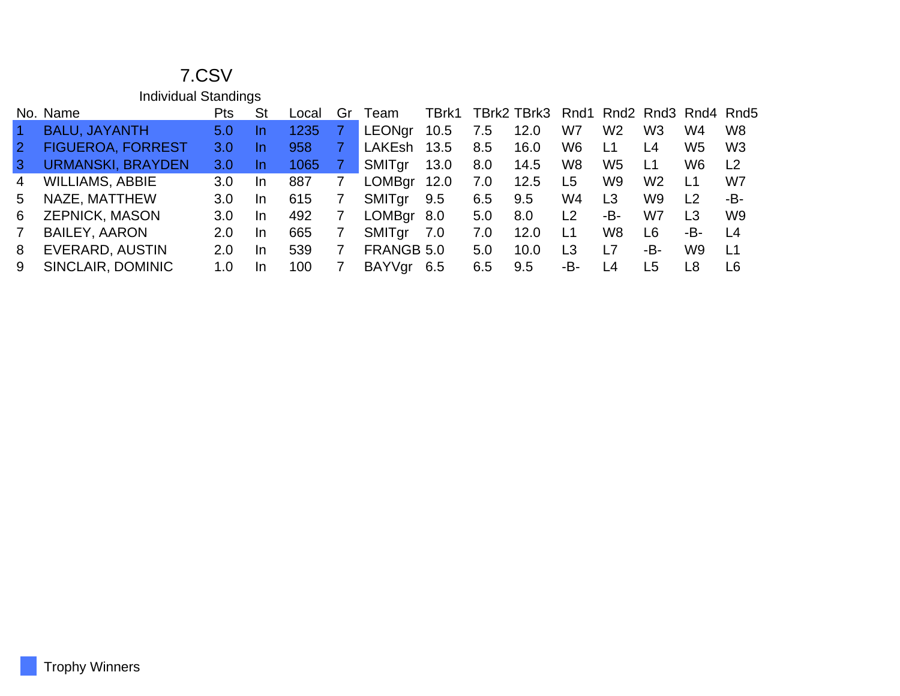# 7.CSV

## Individual Standings

| No. | Name | Pts | St | Local | Gr | Team | TBrk1 | TBrk2 | TBrk3 | Rnd1 | Rnd2 | Rnd3 | Rnd4 | Rnd5 |
|---|---|---|---|---|---|---|---|---|---|---|---|---|---|---|
| 1 | BALU, JAYANTH | 5.0 | In | 1235 | 7 | LEONgr | 10.5 | 7.5 | 12.0 | W7 | W2 | W3 | W4 | W8 |
| 2 | FIGUEROA, FORREST | 3.0 | In | 958 | 7 | LAKEsh | 13.5 | 8.5 | 16.0 | W6 | L1 | L4 | W5 | W3 |
| 3 | URMANSKI, BRAYDEN | 3.0 | In | 1065 | 7 | SMITgr | 13.0 | 8.0 | 14.5 | W8 | W5 | L1 | W6 | L2 |
| 4 | WILLIAMS, ABBIE | 3.0 | In | 887 | 7 | LOMBgr | 12.0 | 7.0 | 12.5 | L5 | W9 | W2 | L1 | W7 |
| 5 | NAZE, MATTHEW | 3.0 | In | 615 | 7 | SMITgr | 9.5 | 6.5 | 9.5 | W4 | L3 | W9 | L2 | -B- |
| 6 | ZEPNICK, MASON | 3.0 | In | 492 | 7 | LOMBgr | 8.0 | 5.0 | 8.0 | L2 | -B- | W7 | L3 | W9 |
| 7 | BAILEY, AARON | 2.0 | In | 665 | 7 | SMITgr | 7.0 | 7.0 | 12.0 | L1 | W8 | L6 | -B- | L4 |
| 8 | EVERARD, AUSTIN | 2.0 | In | 539 | 7 | FRANGB | 5.0 | 5.0 | 10.0 | L3 | L7 | -B- | W9 | L1 |
| 9 | SINCLAIR, DOMINIC | 1.0 | In | 100 | 7 | BAYVgr | 6.5 | 6.5 | 9.5 | -B- | L4 | L5 | L8 | L6 |

Trophy Winners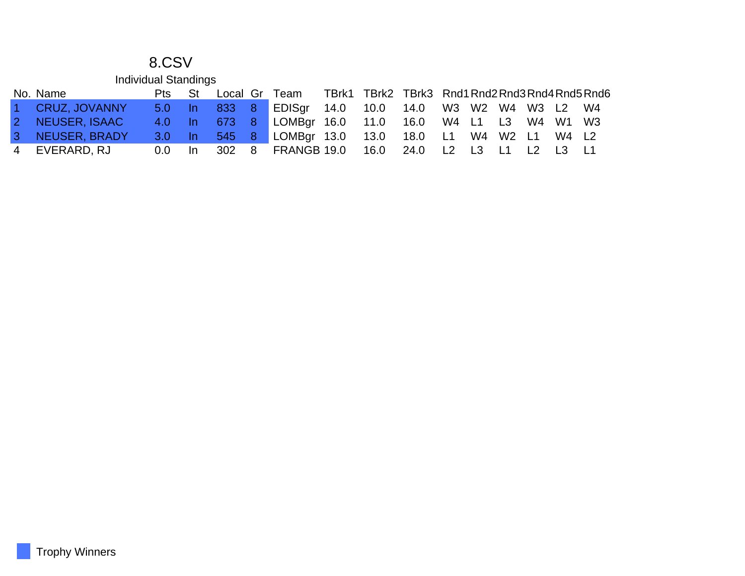# 8.CSV

## Individual Standings

| No. | Name | Pts | St | Local | Gr | Team | TBrk1 | TBrk2 | TBrk3 | Rnd1 | Rnd2 | Rnd3 | Rnd4 | Rnd5 | Rnd6 |
|---|---|---|---|---|---|---|---|---|---|---|---|---|---|---|---|
| 1 | CRUZ, JOVANNY | 5.0 | In | 833 | 8 | EDISgr | 14.0 | 10.0 | 14.0 | W3 | W2 | W4 | W3 | L2 | W4 |
| 2 | NEUSER, ISAAC | 4.0 | In | 673 | 8 | LOMBgr | 16.0 | 11.0 | 16.0 | W4 | L1 | L3 | W4 | W1 | W3 |
| 3 | NEUSER, BRADY | 3.0 | In | 545 | 8 | LOMBgr | 13.0 | 13.0 | 18.0 | L1 | W4 | W2 | L1 | W4 | L2 |
| 4 | EVERARD, RJ | 0.0 | In | 302 | 8 | FRANGB | 19.0 | 16.0 | 24.0 | L2 | L3 | L1 | L2 | L3 | L1 |

Trophy Winners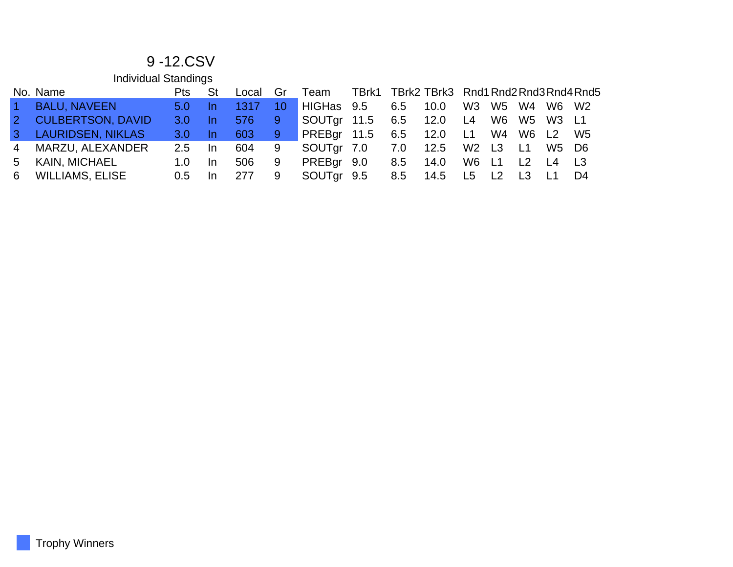# 9 -12.CSV

## Individual Standings

| No. | Name | Pts | St | Local | Gr | Team | TBrk1 | TBrk2 | TBrk3 | Rnd1 | Rnd2 | Rnd3 | Rnd4 | Rnd5 |
|---|---|---|---|---|---|---|---|---|---|---|---|---|---|---|
| 1 | BALU, NAVEEN | 5.0 | In | 1317 | 10 | HIGHas | 9.5 | 6.5 | 10.0 | W3 | W5 | W4 | W6 | W2 |
| 2 | CULBERTSON, DAVID | 3.0 | In | 576 | 9 | SOUTgr | 11.5 | 6.5 | 12.0 | L4 | W6 | W5 | W3 | L1 |
| 3 | LAURIDSEN, NIKLAS | 3.0 | In | 603 | 9 | PREBgr | 11.5 | 6.5 | 12.0 | L1 | W4 | W6 | L2 | W5 |
| 4 | MARZU, ALEXANDER | 2.5 | In | 604 | 9 | SOUTgr | 7.0 | 7.0 | 12.5 | W2 | L3 | L1 | W5 | D6 |
| 5 | KAIN, MICHAEL | 1.0 | In | 506 | 9 | PREBgr | 9.0 | 8.5 | 14.0 | W6 | L1 | L2 | L4 | L3 |
| 6 | WILLIAMS, ELISE | 0.5 | In | 277 | 9 | SOUTgr | 9.5 | 8.5 | 14.5 | L5 | L2 | L3 | L1 | D4 |

Trophy Winners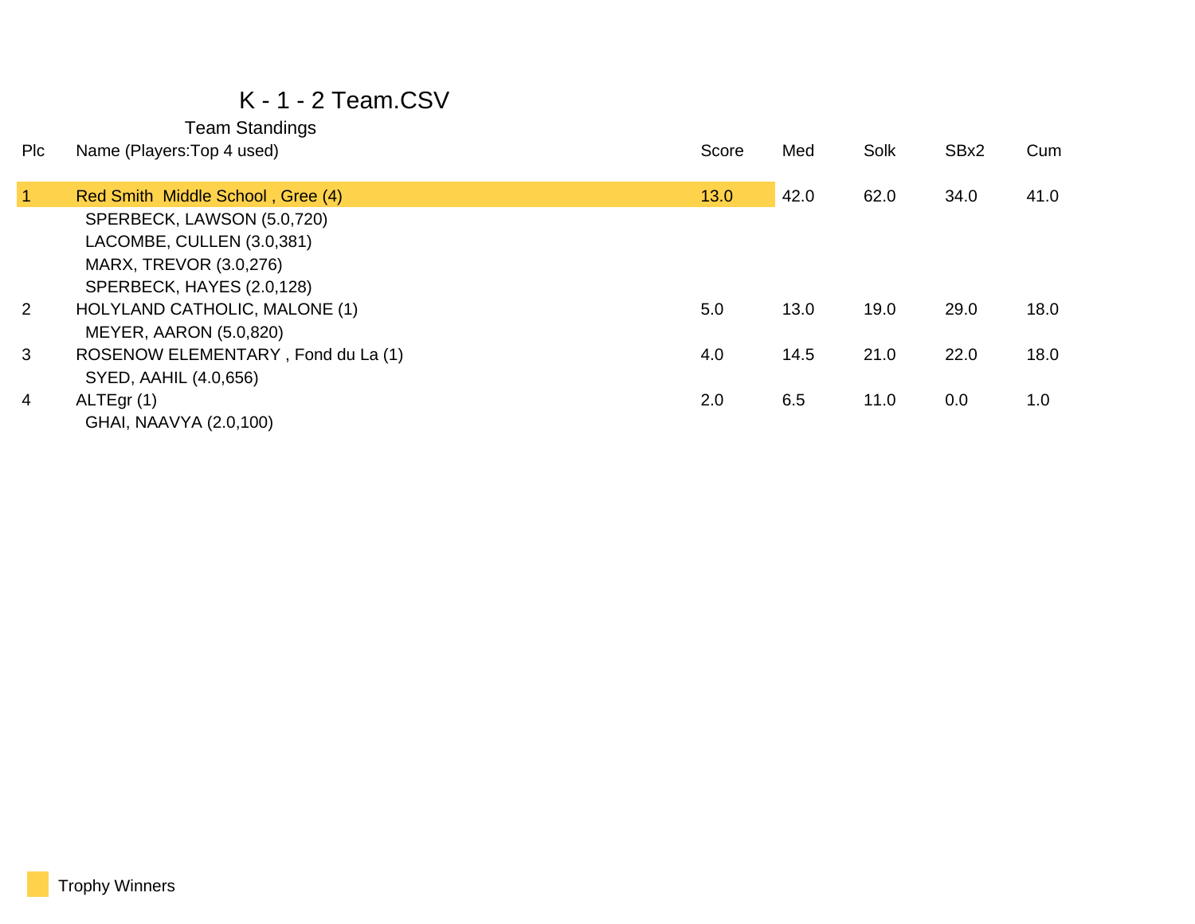# K - 1 - 2 Team.CSV

## Team Standings

| Plc | Name (Players:Top 4 used) | Score | Med | Solk | SBx2 | Cum |
|---|---|---|---|---|---|---|
| 1 | Red Smith  Middle School , Gree (4) | 13.0 | 42.0 | 62.0 | 34.0 | 41.0 |
| | SPERBECK, LAWSON (5.0,720) | | | | | |
| | LACOMBE, CULLEN (3.0,381) | | | | | |
| | MARX, TREVOR (3.0,276) | | | | | |
| | SPERBECK, HAYES (2.0,128) | | | | | |
| 2 | HOLYLAND CATHOLIC, MALONE (1) | 5.0 | 13.0 | 19.0 | 29.0 | 18.0 |
| | MEYER, AARON (5.0,820) | | | | | |
| 3 | ROSENOW ELEMENTARY , Fond du La (1) | 4.0 | 14.5 | 21.0 | 22.0 | 18.0 |
| | SYED, AAHIL (4.0,656) | | | | | |
| 4 | ALTEgr (1) | 2.0 | 6.5 | 11.0 | 0.0 | 1.0 |
| | GHAI, NAAVYA (2.0,100) | | | | | |

Trophy Winners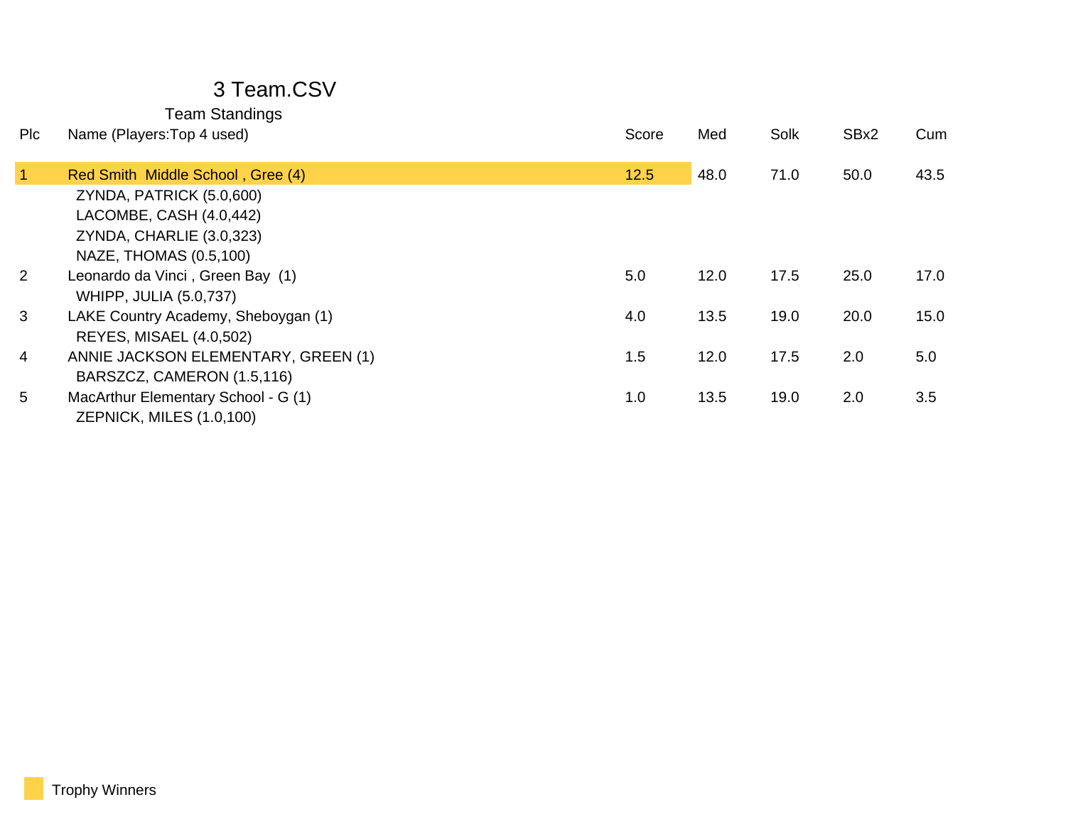# 3 Team.CSV

## Team Standings

| Plc | Name (Players:Top 4 used) | Score | Med | Solk | SBx2 | Cum |
|---|---|---|---|---|---|---|
| 1 | Red Smith  Middle School , Gree (4) | 12.5 | 48.0 | 71.0 | 50.0 | 43.5 |
| | ZYNDA, PATRICK (5.0,600) | | | | | |
| | LACOMBE, CASH (4.0,442) | | | | | |
| | ZYNDA, CHARLIE (3.0,323) | | | | | |
| | NAZE, THOMAS (0.5,100) | | | | | |
| 2 | Leonardo da Vinci , Green Bay  (1) | 5.0 | 12.0 | 17.5 | 25.0 | 17.0 |
| | WHIPP, JULIA (5.0,737) | | | | | |
| 3 | LAKE Country Academy, Sheboygan (1) | 4.0 | 13.5 | 19.0 | 20.0 | 15.0 |
| | REYES, MISAEL (4.0,502) | | | | | |
| 4 | ANNIE JACKSON ELEMENTARY, GREEN (1) | 1.5 | 12.0 | 17.5 | 2.0 | 5.0 |
| | BARSZCZ, CAMERON (1.5,116) | | | | | |
| 5 | MacArthur Elementary School - G (1) | 1.0 | 13.5 | 19.0 | 2.0 | 3.5 |
| | ZEPNICK, MILES (1.0,100) | | | | | |

Trophy Winners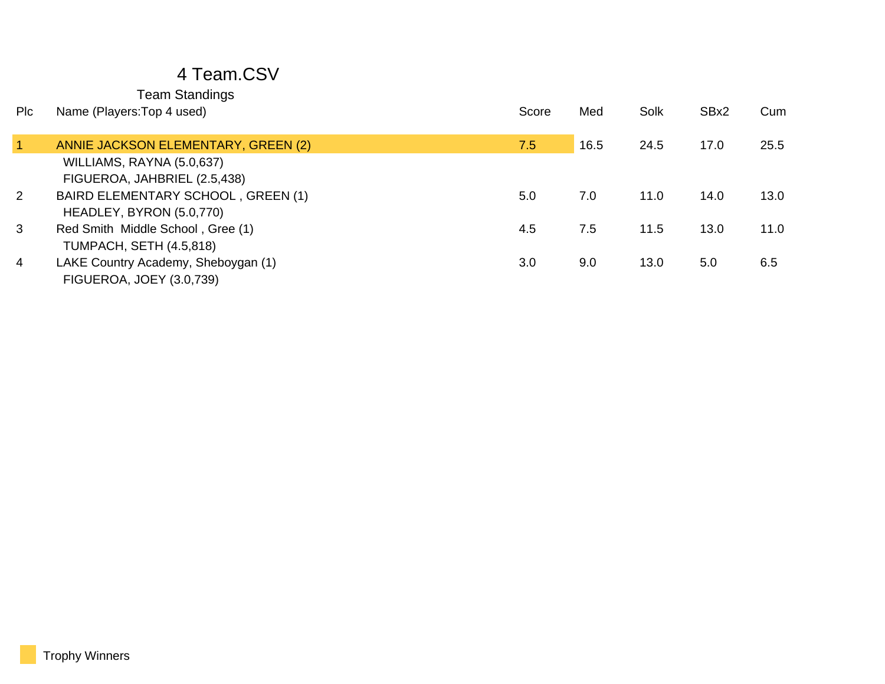# 4 Team.CSV

## Team Standings

| Plc | Name (Players:Top 4 used) | Score | Med | Solk | SBx2 | Cum |
|---|---|---|---|---|---|---|
| 1 | ANNIE JACKSON ELEMENTARY, GREEN (2) | 7.5 | 16.5 | 24.5 | 17.0 | 25.5 |
| | WILLIAMS, RAYNA (5.0,637) | | | | | |
| | FIGUEROA, JAHBRIEL (2.5,438) | | | | | |
| 2 | BAIRD ELEMENTARY SCHOOL , GREEN (1) | 5.0 | 7.0 | 11.0 | 14.0 | 13.0 |
| | HEADLEY, BYRON (5.0,770) | | | | | |
| 3 | Red Smith Middle School , Gree (1) | 4.5 | 7.5 | 11.5 | 13.0 | 11.0 |
| | TUMPACH, SETH (4.5,818) | | | | | |
| 4 | LAKE Country Academy, Sheboygan (1) | 3.0 | 9.0 | 13.0 | 5.0 | 6.5 |
| | FIGUEROA, JOEY (3.0,739) | | | | | |

Trophy Winners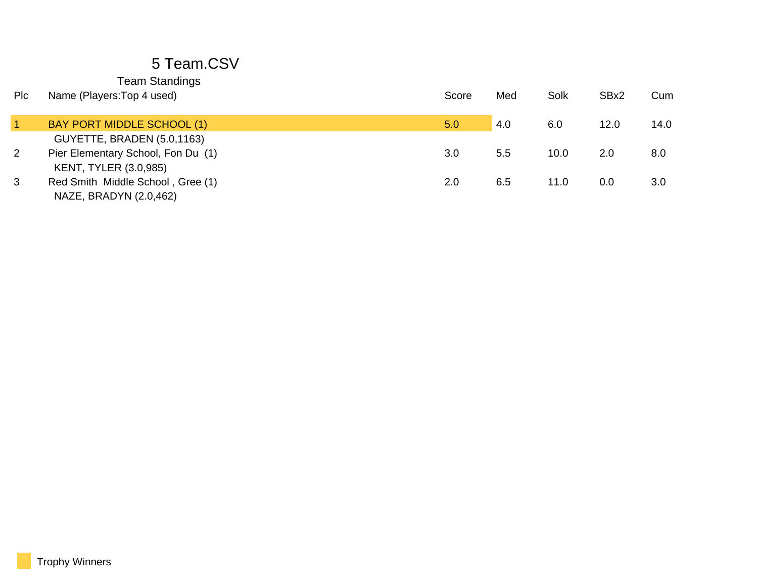# 5 Team.CSV

## Team Standings

| Plc | Name (Players:Top 4 used) | Score | Med | Solk | SBx2 | Cum |
|---|---|---|---|---|---|---|
| 1 | BAY PORT MIDDLE SCHOOL (1) | 5.0 | 4.0 | 6.0 | 12.0 | 14.0 |
| | GUYETTE, BRADEN (5.0,1163) | | | | | |
| 2 | Pier Elementary School, Fon Du (1) | 3.0 | 5.5 | 10.0 | 2.0 | 8.0 |
| | KENT, TYLER (3.0,985) | | | | | |
| 3 | Red Smith Middle School , Gree (1) | 2.0 | 6.5 | 11.0 | 0.0 | 3.0 |
| | NAZE, BRADYN (2.0,462) | | | | | |

Trophy Winners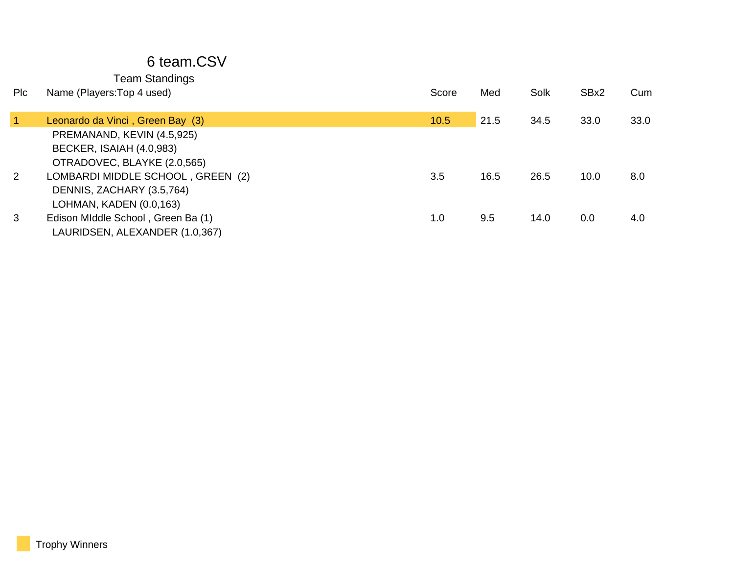# 6 team.CSV

## Team Standings

| Plc | Name (Players:Top 4 used) | Score | Med | Solk | SBx2 | Cum |
|---|---|---|---|---|---|---|
| 1 | Leonardo da Vinci , Green Bay (3) | 10.5 | 21.5 | 34.5 | 33.0 | 33.0 |
| | PREMANAND, KEVIN (4.5,925) | | | | | |
| | BECKER, ISAIAH (4.0,983) | | | | | |
| | OTRADOVEC, BLAYKE (2.0,565) | | | | | |
| 2 | LOMBARDI MIDDLE SCHOOL , GREEN (2) | 3.5 | 16.5 | 26.5 | 10.0 | 8.0 |
| | DENNIS, ZACHARY (3.5,764) | | | | | |
| | LOHMAN, KADEN (0.0,163) | | | | | |
| 3 | Edison MIddle School , Green Ba (1) | 1.0 | 9.5 | 14.0 | 0.0 | 4.0 |
| | LAURIDSEN, ALEXANDER (1.0,367) | | | | | |

Trophy Winners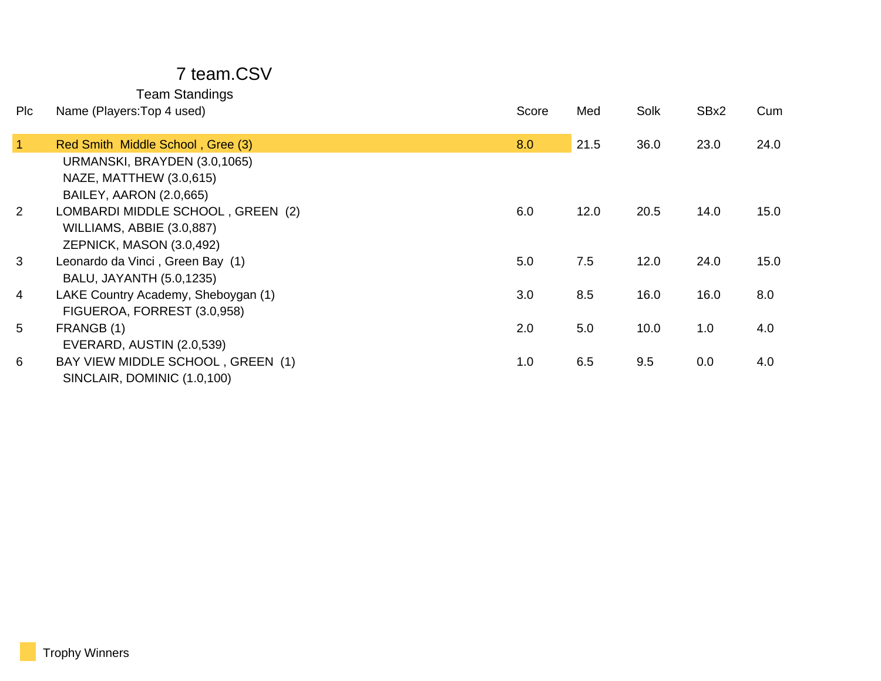# 7 team.CSV

## Team Standings

| Plc | Name (Players:Top 4 used) | Score | Med | Solk | SBx2 | Cum |
|---|---|---|---|---|---|---|
| 1 | Red Smith Middle School , Gree (3) | 8.0 | 21.5 | 36.0 | 23.0 | 24.0 |
| | URMANSKI, BRAYDEN (3.0,1065) | | | | | |
| | NAZE, MATTHEW (3.0,615) | | | | | |
| | BAILEY, AARON (2.0,665) | | | | | |
| 2 | LOMBARDI MIDDLE SCHOOL , GREEN (2) | 6.0 | 12.0 | 20.5 | 14.0 | 15.0 |
| | WILLIAMS, ABBIE (3.0,887) | | | | | |
| | ZEPNICK, MASON (3.0,492) | | | | | |
| 3 | Leonardo da Vinci , Green Bay (1) | 5.0 | 7.5 | 12.0 | 24.0 | 15.0 |
| | BALU, JAYANTH (5.0,1235) | | | | | |
| 4 | LAKE Country Academy, Sheboygan (1) | 3.0 | 8.5 | 16.0 | 16.0 | 8.0 |
| | FIGUEROA, FORREST (3.0,958) | | | | | |
| 5 | FRANGB (1) | 2.0 | 5.0 | 10.0 | 1.0 | 4.0 |
| | EVERARD, AUSTIN (2.0,539) | | | | | |
| 6 | BAY VIEW MIDDLE SCHOOL , GREEN (1) | 1.0 | 6.5 | 9.5 | 0.0 | 4.0 |
| | SINCLAIR, DOMINIC (1.0,100) | | | | | |

Trophy Winners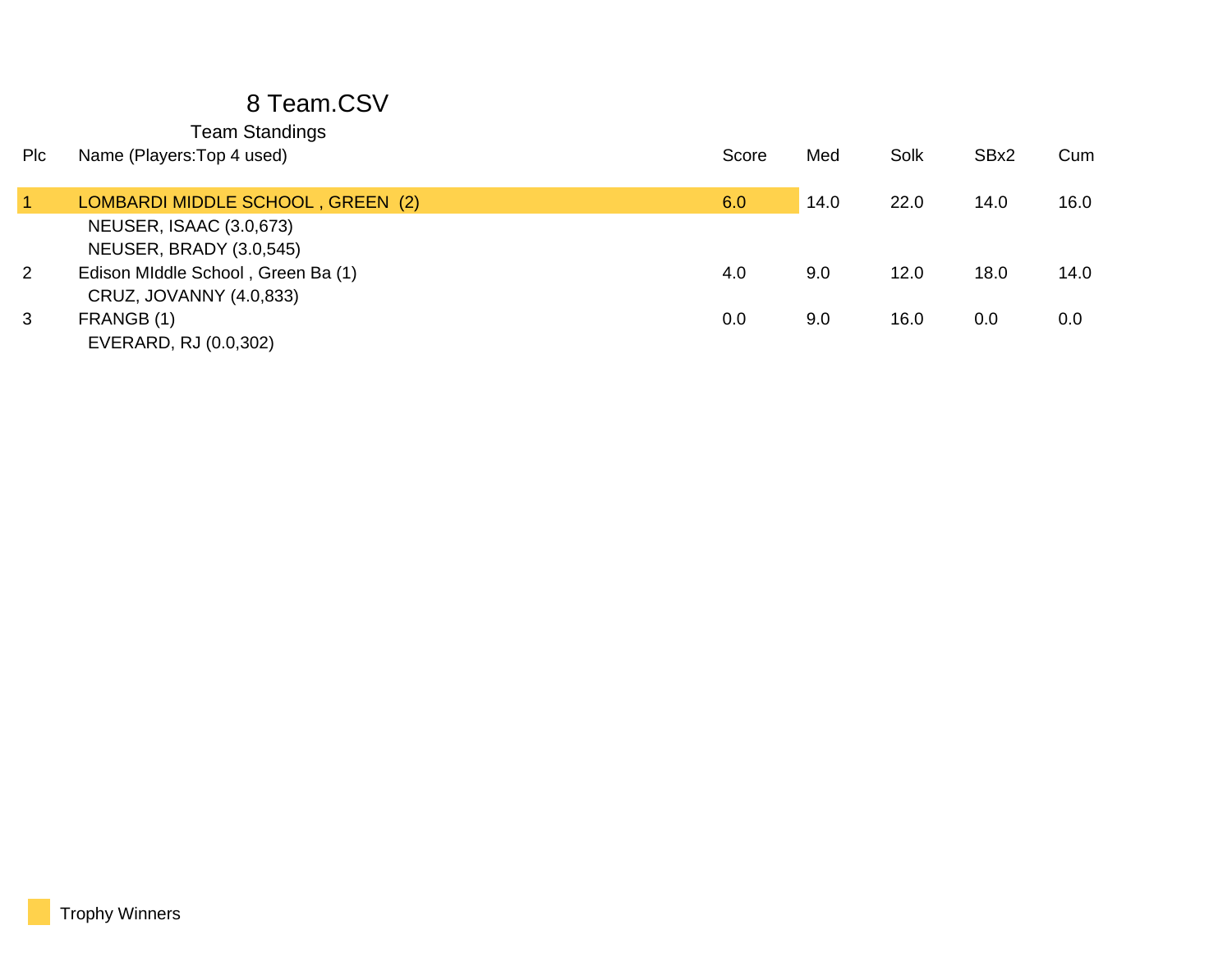# 8 Team.CSV

## Team Standings

| Plc | Name (Players:Top 4 used) | Score | Med | Solk | SBx2 | Cum |
|---|---|---|---|---|---|---|
| 1 | LOMBARDI MIDDLE SCHOOL , GREEN (2) | 6.0 | 14.0 | 22.0 | 14.0 | 16.0 |
| | NEUSER, ISAAC (3.0,673) | | | | | |
| | NEUSER, BRADY (3.0,545) | | | | | |
| 2 | Edison MIddle School , Green Ba (1) | 4.0 | 9.0 | 12.0 | 18.0 | 14.0 |
| | CRUZ, JOVANNY (4.0,833) | | | | | |
| 3 | FRANGB (1) | 0.0 | 9.0 | 16.0 | 0.0 | 0.0 |
| | EVERARD, RJ (0.0,302) | | | | | |

Trophy Winners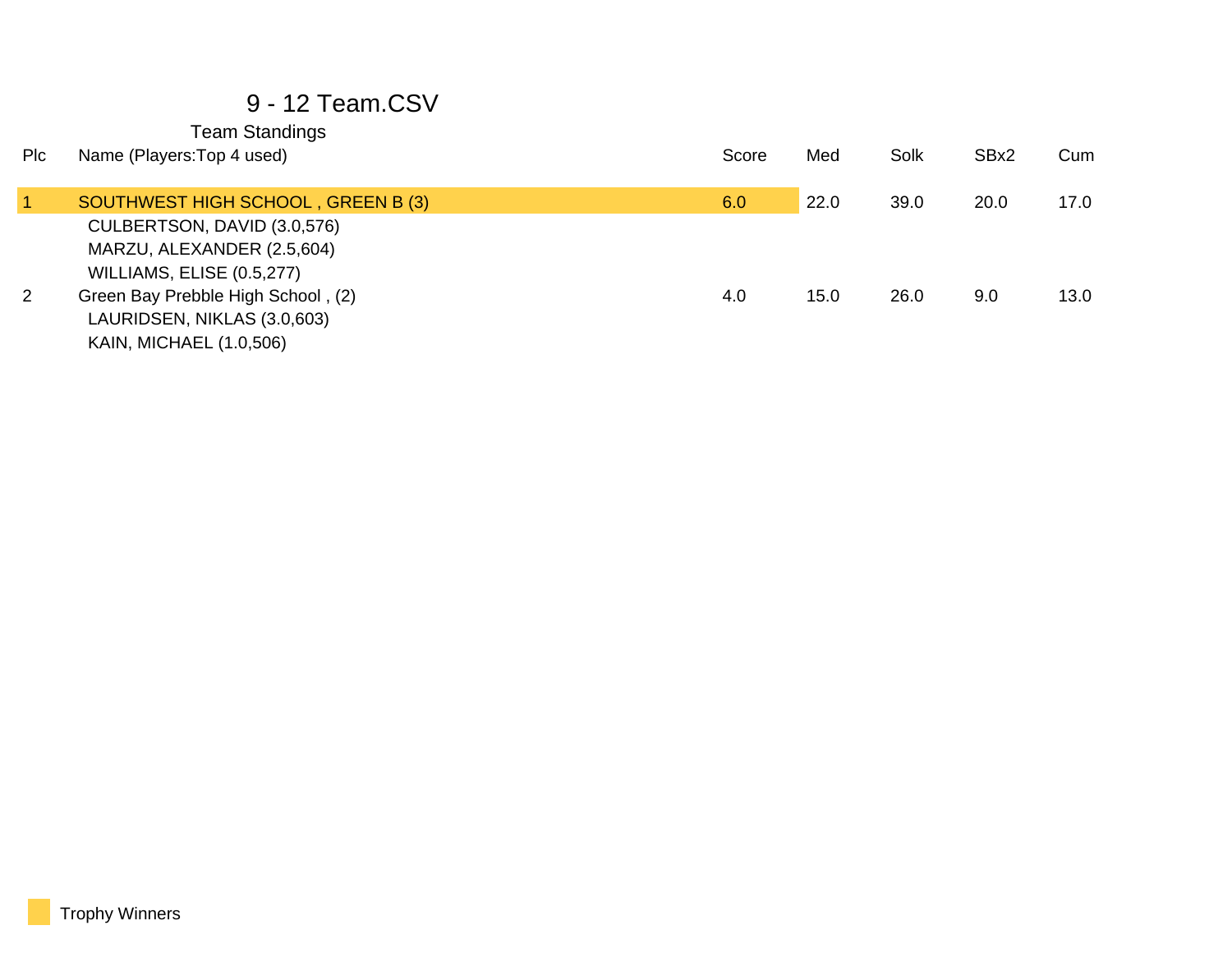# 9 - 12 Team.CSV

## Team Standings

| Plc | Name (Players:Top 4 used) | Score | Med | Solk | SBx2 | Cum |
|---|---|---|---|---|---|---|
| 1 | SOUTHWEST HIGH SCHOOL , GREEN B (3) | 6.0 | 22.0 | 39.0 | 20.0 | 17.0 |
| | CULBERTSON, DAVID (3.0,576) | | | | | |
| | MARZU, ALEXANDER (2.5,604) | | | | | |
| | WILLIAMS, ELISE (0.5,277) | | | | | |
| 2 | Green Bay Prebble High School , (2) | 4.0 | 15.0 | 26.0 | 9.0 | 13.0 |
| | LAURIDSEN, NIKLAS (3.0,603) | | | | | |
| | KAIN, MICHAEL (1.0,506) | | | | | |

Trophy Winners